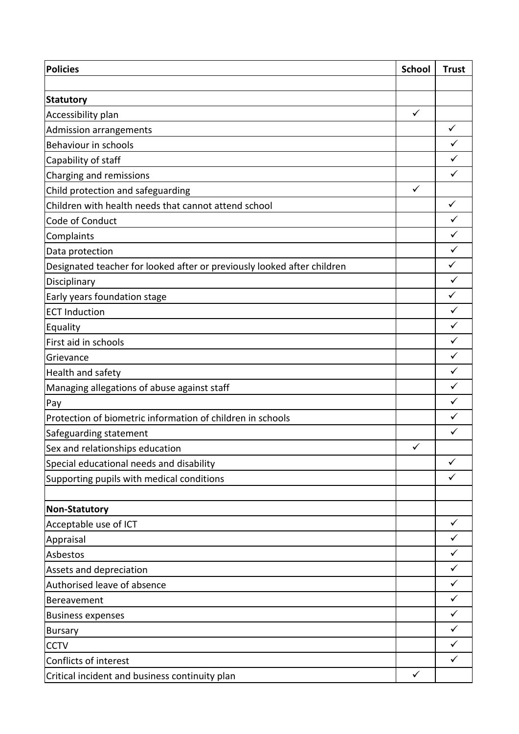| **Policies** | **School** | **Trust** |
|---|---|---|
| | | |
| **Statutory** | | |
| Accessibility plan | ✓ | |
| Admission arrangements | | ✓ |
| Behaviour in schools | | ✓ |
| Capability of staff | | ✓ |
| Charging and remissions | | ✓ |
| Child protection and safeguarding | ✓ | |
| Children with health needs that cannot attend school | | ✓ |
| Code of Conduct | | ✓ |
| Complaints | | ✓ |
| Data protection | | ✓ |
| Designated teacher for looked after or previously looked after children | | ✓ |
| Disciplinary | | ✓ |
| Early years foundation stage | | ✓ |
| ECT Induction | | ✓ |
| Equality | | ✓ |
| First aid in schools | | ✓ |
| Grievance | | ✓ |
| Health and safety | | ✓ |
| Managing allegations of abuse against staff | | ✓ |
| Pay | | ✓ |
| Protection of biometric information of children in schools | | ✓ |
| Safeguarding statement | | ✓ |
| Sex and relationships education | ✓ | |
| Special educational needs and disability | | ✓ |
| Supporting pupils with medical conditions | | ✓ |
| | | |
| **Non-Statutory** | | |
| Acceptable use of ICT | | ✓ |
| Appraisal | | ✓ |
| Asbestos | | ✓ |
| Assets and depreciation | | ✓ |
| Authorised leave of absence | | ✓ |
| Bereavement | | ✓ |
| Business expenses | | ✓ |
| Bursary | | ✓ |
| CCTV | | ✓ |
| Conflicts of interest | | ✓ |
| Critical incident and business continuity plan | ✓ | |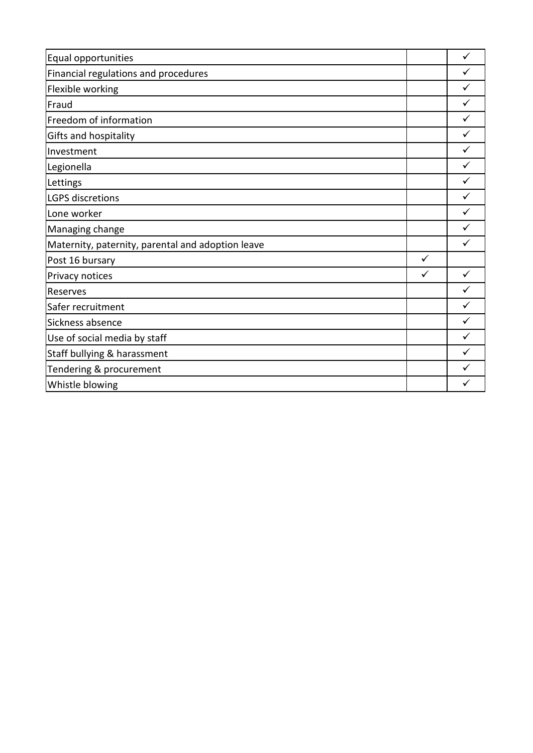| | | |
|---|---|---|
| Equal opportunities | | ✓ |
| Financial regulations and procedures | | ✓ |
| Flexible working | | ✓ |
| Fraud | | ✓ |
| Freedom of information | | ✓ |
| Gifts and hospitality | | ✓ |
| Investment | | ✓ |
| Legionella | | ✓ |
| Lettings | | ✓ |
| LGPS discretions | | ✓ |
| Lone worker | | ✓ |
| Managing change | | ✓ |
| Maternity, paternity, parental and adoption leave | | ✓ |
| Post 16 bursary | ✓ | |
| Privacy notices | ✓ | ✓ |
| Reserves | | ✓ |
| Safer recruitment | | ✓ |
| Sickness absence | | ✓ |
| Use of social media by staff | | ✓ |
| Staff bullying & harassment | | ✓ |
| Tendering & procurement | | ✓ |
| Whistle blowing | | ✓ |